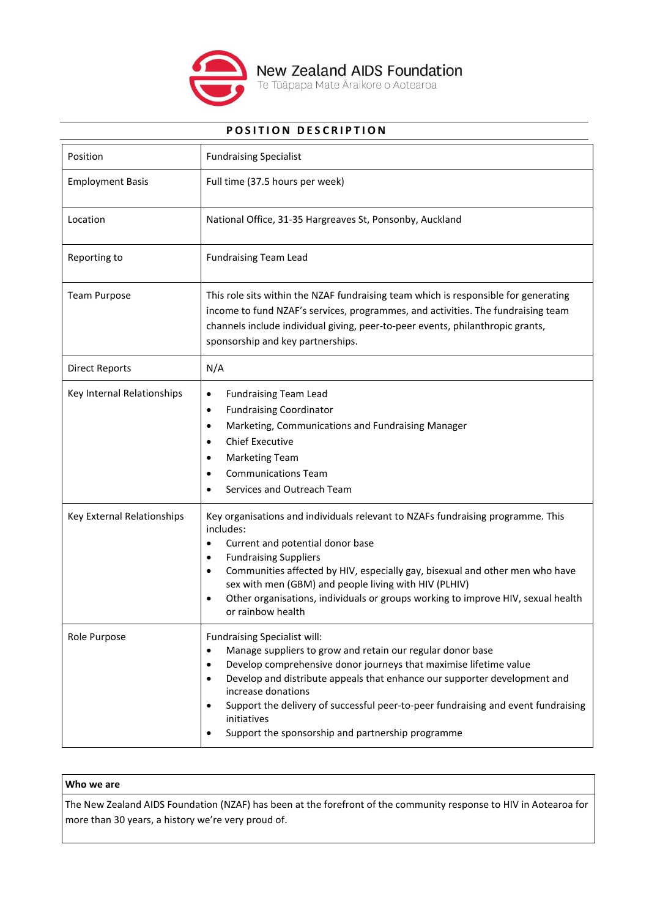New Zealand AIDS Foundation
Te Tūāpapa Mate Āraikore o Aotearoa

# POSITION DESCRIPTION

| | |
|---|---|
| Position | Fundraising Specialist |
| Employment Basis | Full time (37.5 hours per week) |
| Location | National Office, 31-35 Hargreaves St, Ponsonby, Auckland |
| Reporting to | Fundraising Team Lead |
| Team Purpose | This role sits within the NZAF fundraising team which is responsible for generating income to fund NZAF's services, programmes, and activities. The fundraising team channels include individual giving, peer-to-peer events, philanthropic grants, sponsorship and key partnerships. |
| Direct Reports | N/A |
| Key Internal Relationships | • Fundraising Team Lead<br>• Fundraising Coordinator<br>• Marketing, Communications and Fundraising Manager<br>• Chief Executive<br>• Marketing Team<br>• Communications Team<br>• Services and Outreach Team |
| Key External Relationships | Key organisations and individuals relevant to NZAFs fundraising programme. This includes:<br>• Current and potential donor base<br>• Fundraising Suppliers<br>• Communities affected by HIV, especially gay, bisexual and other men who have sex with men (GBM) and people living with HIV (PLHIV)<br>• Other organisations, individuals or groups working to improve HIV, sexual health or rainbow health |
| Role Purpose | Fundraising Specialist will:<br>• Manage suppliers to grow and retain our regular donor base<br>• Develop comprehensive donor journeys that maximise lifetime value<br>• Develop and distribute appeals that enhance our supporter development and increase donations<br>• Support the delivery of successful peer-to-peer fundraising and event fundraising initiatives<br>• Support the sponsorship and partnership programme |

| **Who we are** |
|---|
| The New Zealand AIDS Foundation (NZAF) has been at the forefront of the community response to HIV in Aotearoa for more than 30 years, a history we're very proud of. |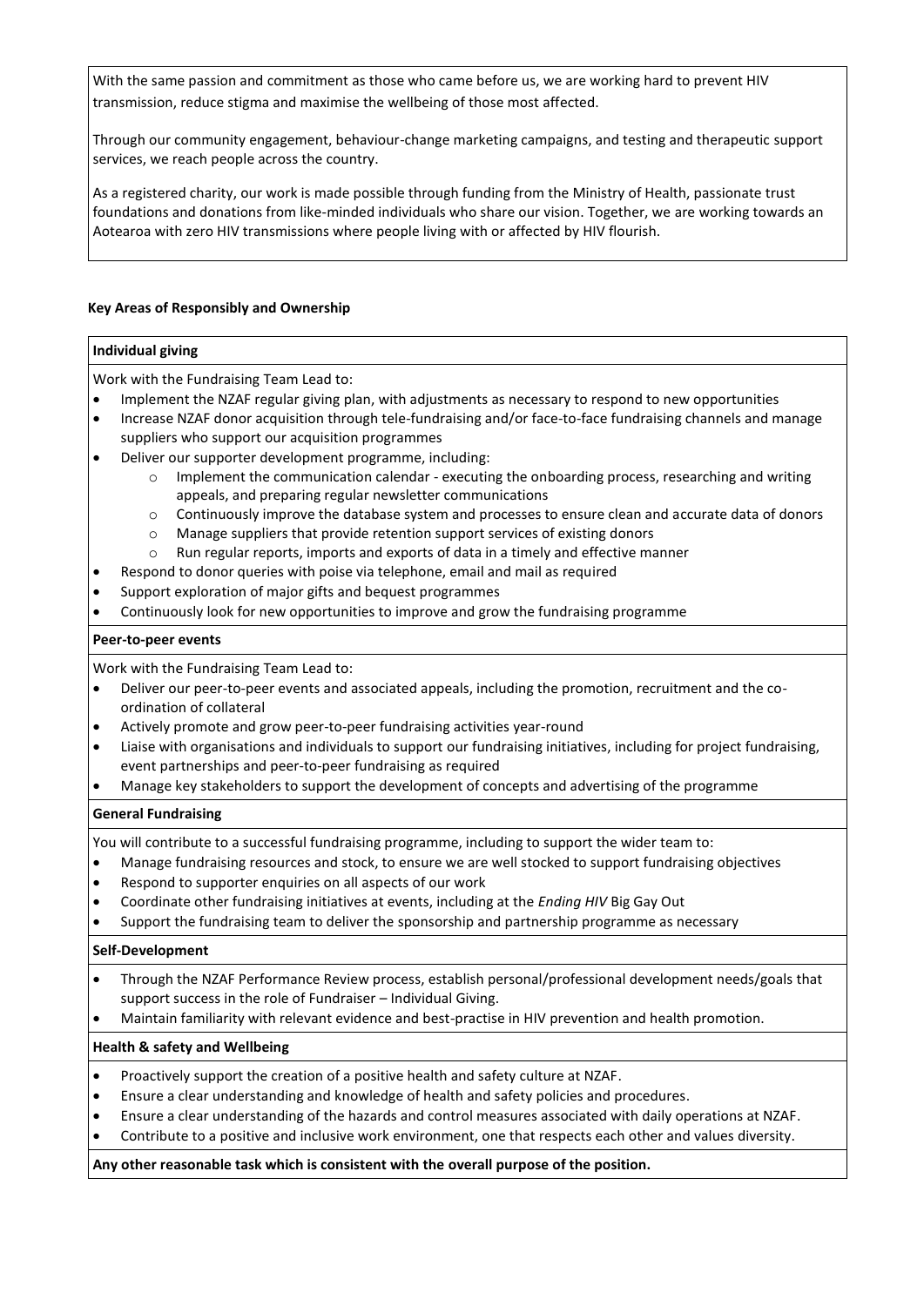With the same passion and commitment as those who came before us, we are working hard to prevent HIV transmission, reduce stigma and maximise the wellbeing of those most affected.

Through our community engagement, behaviour-change marketing campaigns, and testing and therapeutic support services, we reach people across the country.

As a registered charity, our work is made possible through funding from the Ministry of Health, passionate trust foundations and donations from like-minded individuals who share our vision. Together, we are working towards an Aotearoa with zero HIV transmissions where people living with or affected by HIV flourish.

**Key Areas of Responsibly and Ownership**

**Individual giving**

Work with the Fundraising Team Lead to:

- Implement the NZAF regular giving plan, with adjustments as necessary to respond to new opportunities
- Increase NZAF donor acquisition through tele-fundraising and/or face-to-face fundraising channels and manage suppliers who support our acquisition programmes
- Deliver our supporter development programme, including:
    - Implement the communication calendar - executing the onboarding process, researching and writing appeals, and preparing regular newsletter communications
    - Continuously improve the database system and processes to ensure clean and accurate data of donors
    - Manage suppliers that provide retention support services of existing donors
    - Run regular reports, imports and exports of data in a timely and effective manner
- Respond to donor queries with poise via telephone, email and mail as required
- Support exploration of major gifts and bequest programmes
- Continuously look for new opportunities to improve and grow the fundraising programme

**Peer-to-peer events**

Work with the Fundraising Team Lead to:

- Deliver our peer-to-peer events and associated appeals, including the promotion, recruitment and the co-ordination of collateral
- Actively promote and grow peer-to-peer fundraising activities year-round
- Liaise with organisations and individuals to support our fundraising initiatives, including for project fundraising, event partnerships and peer-to-peer fundraising as required
- Manage key stakeholders to support the development of concepts and advertising of the programme

**General Fundraising**

You will contribute to a successful fundraising programme, including to support the wider team to:

- Manage fundraising resources and stock, to ensure we are well stocked to support fundraising objectives
- Respond to supporter enquiries on all aspects of our work
- Coordinate other fundraising initiatives at events, including at the *Ending HIV* Big Gay Out
- Support the fundraising team to deliver the sponsorship and partnership programme as necessary

**Self-Development**

- Through the NZAF Performance Review process, establish personal/professional development needs/goals that support success in the role of Fundraiser – Individual Giving.
- Maintain familiarity with relevant evidence and best-practise in HIV prevention and health promotion.

**Health & safety and Wellbeing**

- Proactively support the creation of a positive health and safety culture at NZAF.
- Ensure a clear understanding and knowledge of health and safety policies and procedures.
- Ensure a clear understanding of the hazards and control measures associated with daily operations at NZAF.
- Contribute to a positive and inclusive work environment, one that respects each other and values diversity.

**Any other reasonable task which is consistent with the overall purpose of the position.**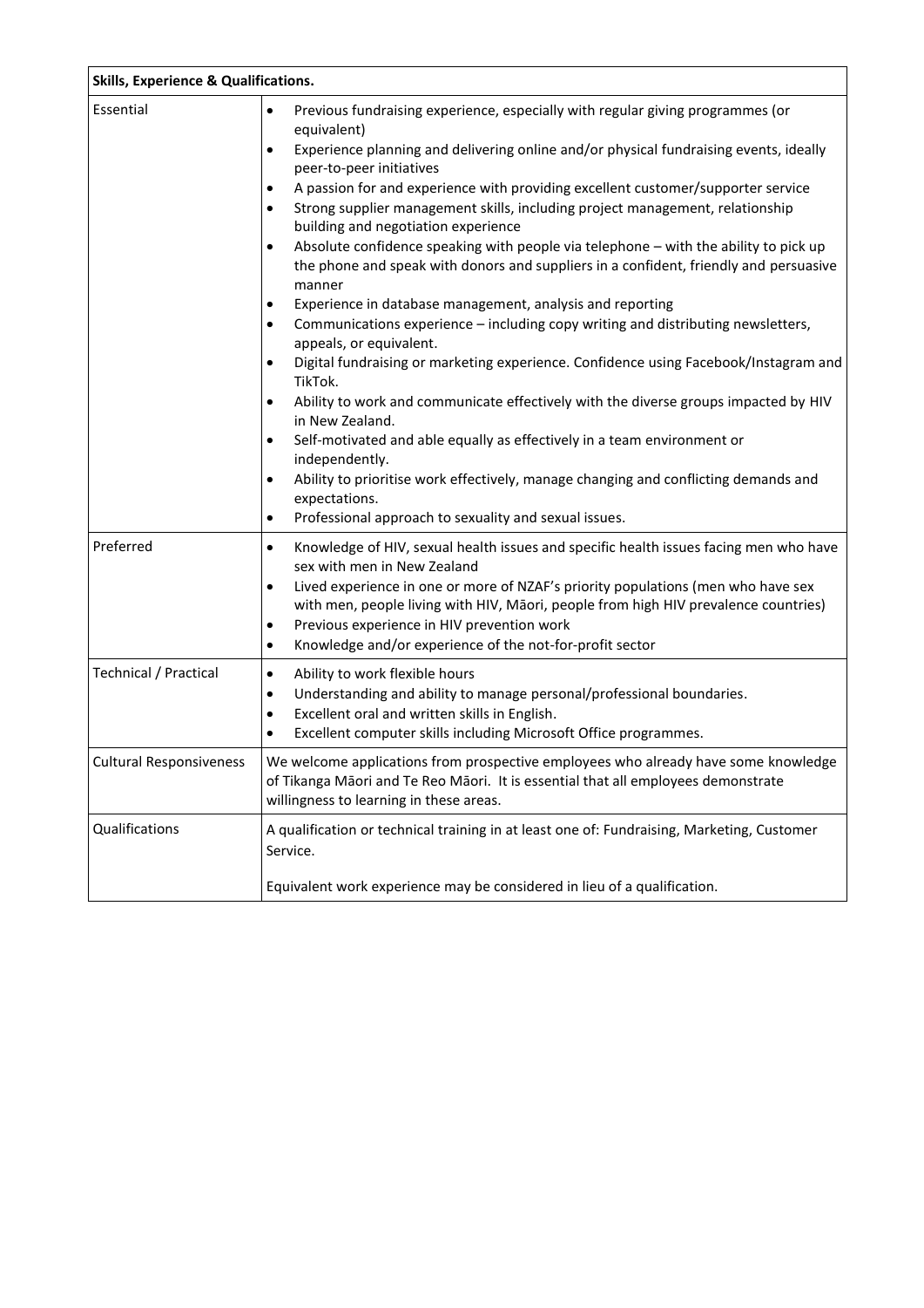| Skills, Experience & Qualifications. | |
|---|---|
| Essential | • Previous fundraising experience, especially with regular giving programmes (or equivalent)<br>• Experience planning and delivering online and/or physical fundraising events, ideally peer-to-peer initiatives<br>• A passion for and experience with providing excellent customer/supporter service<br>• Strong supplier management skills, including project management, relationship building and negotiation experience<br>• Absolute confidence speaking with people via telephone – with the ability to pick up the phone and speak with donors and suppliers in a confident, friendly and persuasive manner<br>• Experience in database management, analysis and reporting<br>• Communications experience – including copy writing and distributing newsletters, appeals, or equivalent.<br>• Digital fundraising or marketing experience. Confidence using Facebook/Instagram and TikTok.<br>• Ability to work and communicate effectively with the diverse groups impacted by HIV in New Zealand.<br>• Self-motivated and able equally as effectively in a team environment or independently.<br>• Ability to prioritise work effectively, manage changing and conflicting demands and expectations.<br>• Professional approach to sexuality and sexual issues. |
| Preferred | • Knowledge of HIV, sexual health issues and specific health issues facing men who have sex with men in New Zealand<br>• Lived experience in one or more of NZAF's priority populations (men who have sex with men, people living with HIV, Māori, people from high HIV prevalence countries)<br>• Previous experience in HIV prevention work<br>• Knowledge and/or experience of the not-for-profit sector |
| Technical / Practical | • Ability to work flexible hours<br>• Understanding and ability to manage personal/professional boundaries.<br>• Excellent oral and written skills in English.<br>• Excellent computer skills including Microsoft Office programmes. |
| Cultural Responsiveness | We welcome applications from prospective employees who already have some knowledge of Tikanga Māori and Te Reo Māori. It is essential that all employees demonstrate willingness to learning in these areas. |
| Qualifications | A qualification or technical training in at least one of: Fundraising, Marketing, Customer Service.<br><br>Equivalent work experience may be considered in lieu of a qualification. |